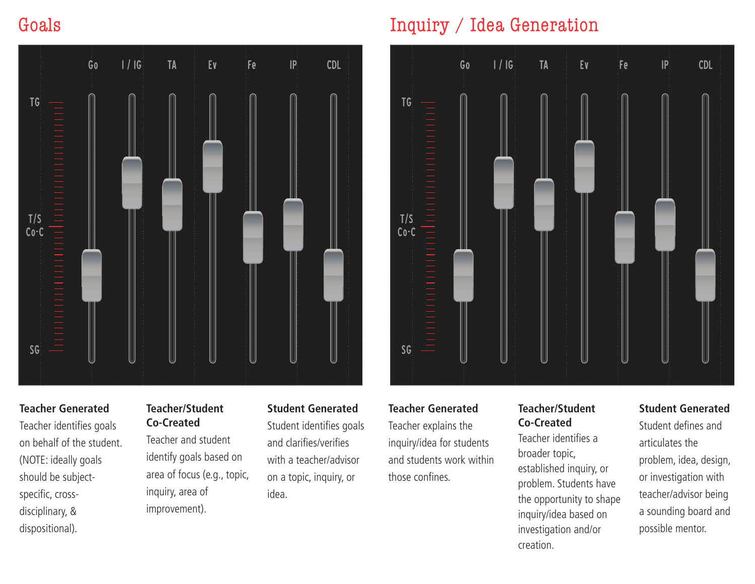## Goals

Go | I / IG | TA | Ev | Fe | IP | CDL

TG

T/S Co-C

SG

**Teacher Generated**
Teacher identifies goals on behalf of the student. (NOTE: ideally goals should be subject-specific, cross-disciplinary, & dispositional).

**Teacher/Student Co-Created**
Teacher and student identify goals based on area of focus (e.g., topic, inquiry, area of improvement).

**Student Generated**
Student identifies goals and clarifies/verifies with a teacher/advisor on a topic, inquiry, or idea.

## Inquiry / Idea Generation

Go | I / IG | TA | Ev | Fe | IP | CDL

TG

T/S Co-C

SG

**Teacher Generated**
Teacher explains the inquiry/idea for students and students work within those confines.

**Teacher/Student Co-Created**
Teacher identifies a broader topic, established inquiry, or problem. Students have the opportunity to shape inquiry/idea based on investigation and/or creation.

**Student Generated**
Student defines and articulates the problem, idea, design, or investigation with teacher/advisor being a sounding board and possible mentor.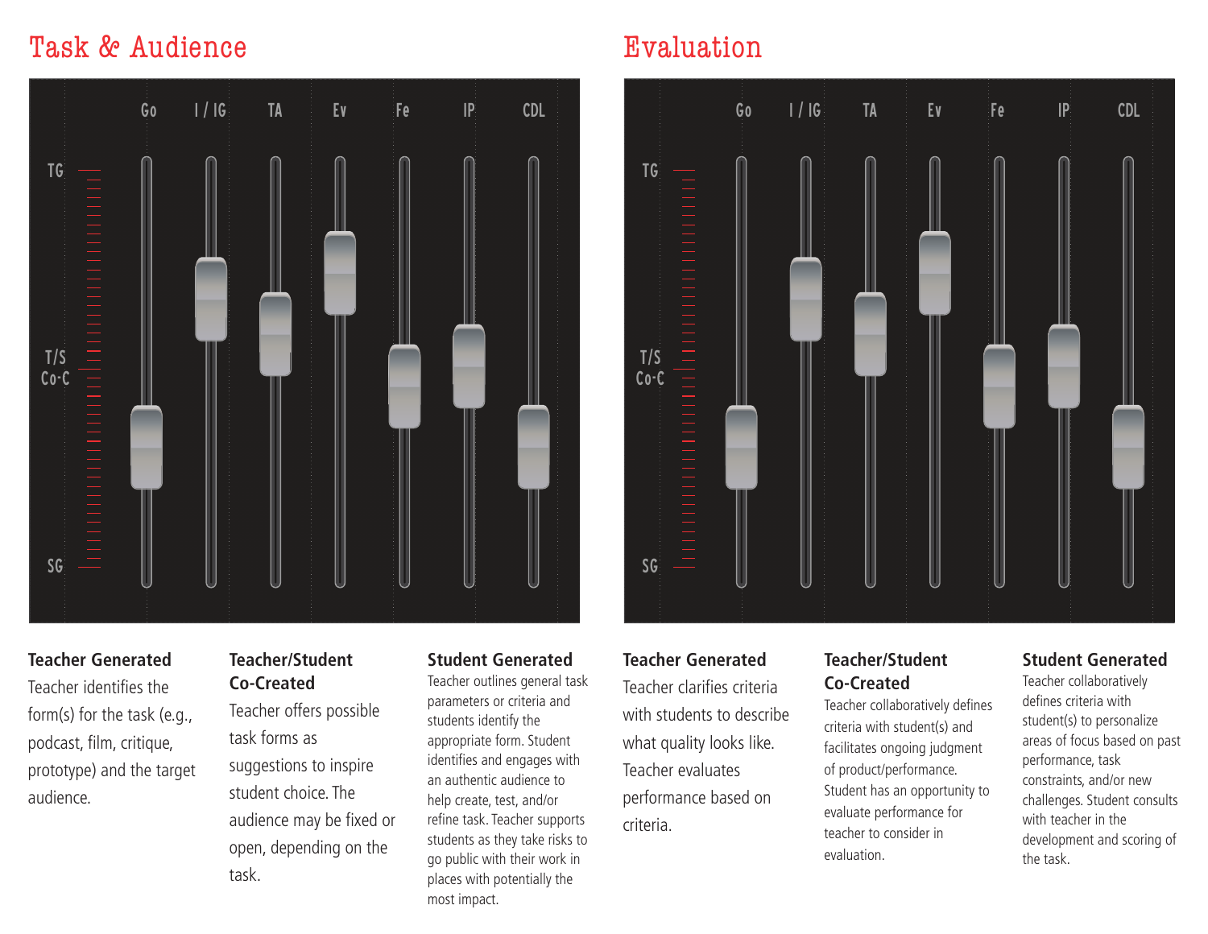## Task & Audience

Go | I / IG | TA | Ev | Fe | IP | CDL

TG

T/S Co-C

SG

**Teacher Generated**
Teacher identifies the form(s) for the task (e.g., podcast, film, critique, prototype) and the target audience.

**Teacher/Student Co-Created**
Teacher offers possible task forms as suggestions to inspire student choice. The audience may be fixed or open, depending on the task.

**Student Generated**
Teacher outlines general task parameters or criteria and students identify the appropriate form. Student identifies and engages with an authentic audience to help create, test, and/or refine task. Teacher supports students as they take risks to go public with their work in places with potentially the most impact.

## Evaluation

Go | I / IG | TA | Ev | Fe | IP | CDL

TG

T/S Co-C

SG

**Teacher Generated**
Teacher clarifies criteria with students to describe what quality looks like. Teacher evaluates performance based on criteria.

**Teacher/Student Co-Created**
Teacher collaboratively defines criteria with student(s) and facilitates ongoing judgment of product/performance. Student has an opportunity to evaluate performance for teacher to consider in evaluation.

**Student Generated**
Teacher collaboratively defines criteria with student(s) to personalize areas of focus based on past performance, task constraints, and/or new challenges. Student consults with teacher in the development and scoring of the task.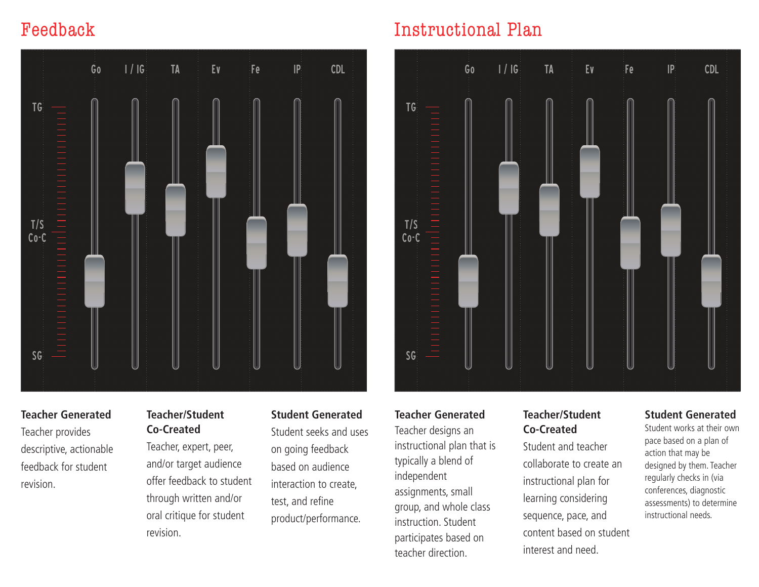## Feedback

Go | I / IG | TA | Ev | Fe | IP | CDL

TG

T/S Co-C

SG

**Teacher Generated**
Teacher provides descriptive, actionable feedback for student revision.

**Teacher/Student Co-Created**
Teacher, expert, peer, and/or target audience offer feedback to student through written and/or oral critique for student revision.

**Student Generated**
Student seeks and uses on going feedback based on audience interaction to create, test, and refine product/performance.

## Instructional Plan

Go | I / IG | TA | Ev | Fe | IP | CDL

TG

T/S Co-C

SG

**Teacher Generated**
Teacher designs an instructional plan that is typically a blend of independent assignments, small group, and whole class instruction. Student participates based on teacher direction.

**Teacher/Student Co-Created**
Student and teacher collaborate to create an instructional plan for learning considering sequence, pace, and content based on student interest and need.

**Student Generated**
Student works at their own pace based on a plan of action that may be designed by them. Teacher regularly checks in (via conferences, diagnostic assessments) to determine instructional needs.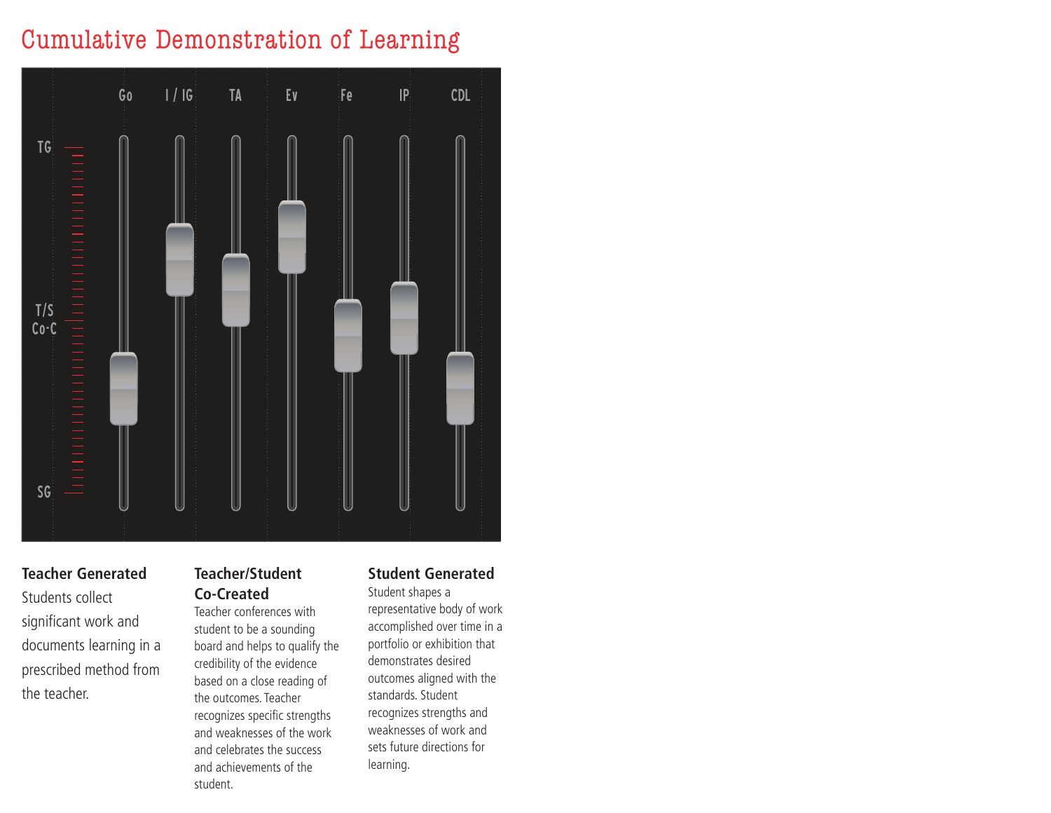# Cumulative Demonstration of Learning

Go
I / IG
TA
Ev
Fe
IP
CDL

TG
T/S
Co-C
SG

**Teacher Generated**
Students collect significant work and documents learning in a prescribed method from the teacher.

**Teacher/Student Co-Created**
Teacher conferences with student to be a sounding board and helps to qualify the credibility of the evidence based on a close reading of the outcomes. Teacher recognizes specific strengths and weaknesses of the work and celebrates the success and achievements of the student.

**Student Generated**
Student shapes a representative body of work accomplished over time in a portfolio or exhibition that demonstrates desired outcomes aligned with the standards. Student recognizes strengths and weaknesses of work and sets future directions for learning.